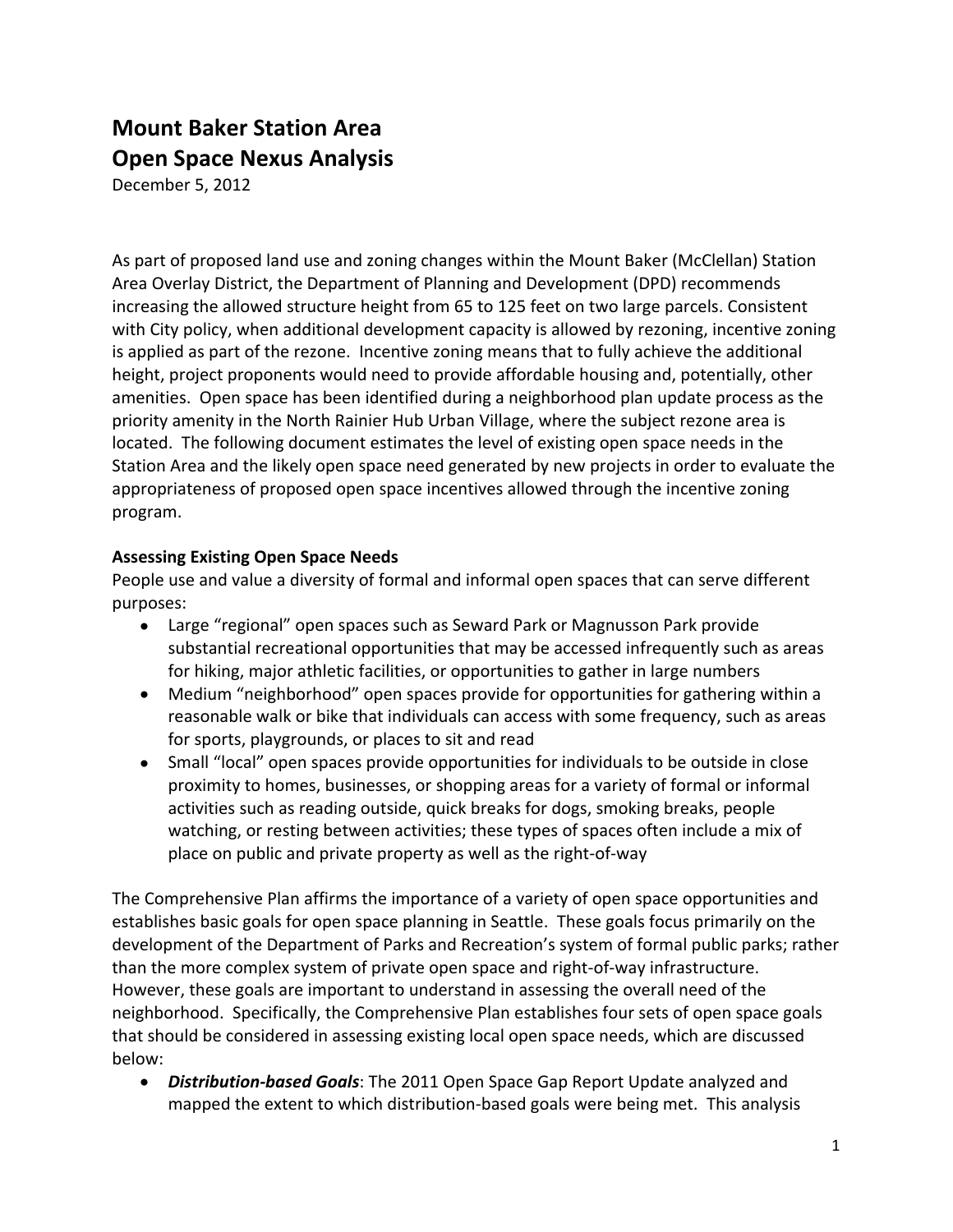# Mount Baker Station Area
# Open Space Nexus Analysis

December 5, 2012

As part of proposed land use and zoning changes within the Mount Baker (McClellan) Station Area Overlay District, the Department of Planning and Development (DPD) recommends increasing the allowed structure height from 65 to 125 feet on two large parcels. Consistent with City policy, when additional development capacity is allowed by rezoning, incentive zoning is applied as part of the rezone. Incentive zoning means that to fully achieve the additional height, project proponents would need to provide affordable housing and, potentially, other amenities. Open space has been identified during a neighborhood plan update process as the priority amenity in the North Rainier Hub Urban Village, where the subject rezone area is located. The following document estimates the level of existing open space needs in the Station Area and the likely open space need generated by new projects in order to evaluate the appropriateness of proposed open space incentives allowed through the incentive zoning program.

**Assessing Existing Open Space Needs**

People use and value a diversity of formal and informal open spaces that can serve different purposes:

- Large "regional" open spaces such as Seward Park or Magnusson Park provide substantial recreational opportunities that may be accessed infrequently such as areas for hiking, major athletic facilities, or opportunities to gather in large numbers
- Medium "neighborhood" open spaces provide for opportunities for gathering within a reasonable walk or bike that individuals can access with some frequency, such as areas for sports, playgrounds, or places to sit and read
- Small "local" open spaces provide opportunities for individuals to be outside in close proximity to homes, businesses, or shopping areas for a variety of formal or informal activities such as reading outside, quick breaks for dogs, smoking breaks, people watching, or resting between activities; these types of spaces often include a mix of place on public and private property as well as the right-of-way

The Comprehensive Plan affirms the importance of a variety of open space opportunities and establishes basic goals for open space planning in Seattle. These goals focus primarily on the development of the Department of Parks and Recreation's system of formal public parks; rather than the more complex system of private open space and right-of-way infrastructure. However, these goals are important to understand in assessing the overall need of the neighborhood. Specifically, the Comprehensive Plan establishes four sets of open space goals that should be considered in assessing existing local open space needs, which are discussed below:

- ***Distribution-based Goals***: The 2011 Open Space Gap Report Update analyzed and mapped the extent to which distribution-based goals were being met. This analysis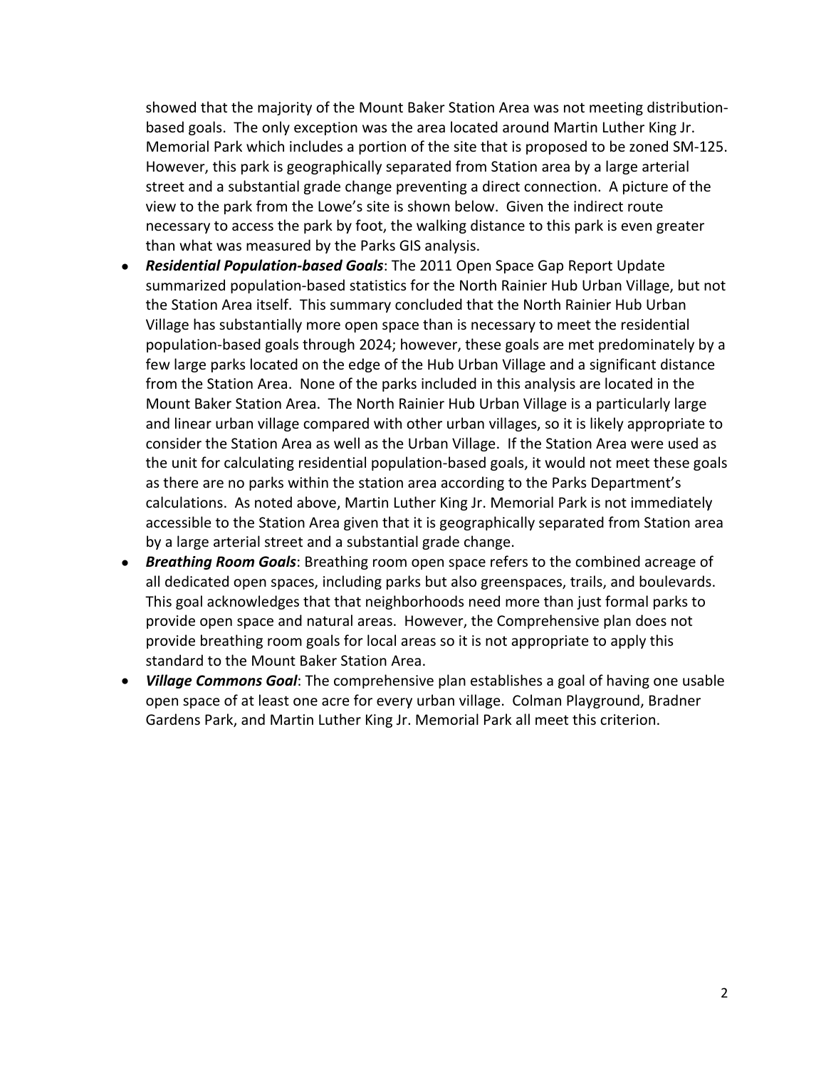showed that the majority of the Mount Baker Station Area was not meeting distribution-based goals. The only exception was the area located around Martin Luther King Jr. Memorial Park which includes a portion of the site that is proposed to be zoned SM-125. However, this park is geographically separated from Station area by a large arterial street and a substantial grade change preventing a direct connection. A picture of the view to the park from the Lowe's site is shown below. Given the indirect route necessary to access the park by foot, the walking distance to this park is even greater than what was measured by the Parks GIS analysis.

- ***Residential Population-based Goals***: The 2011 Open Space Gap Report Update summarized population-based statistics for the North Rainier Hub Urban Village, but not the Station Area itself. This summary concluded that the North Rainier Hub Urban Village has substantially more open space than is necessary to meet the residential population-based goals through 2024; however, these goals are met predominately by a few large parks located on the edge of the Hub Urban Village and a significant distance from the Station Area. None of the parks included in this analysis are located in the Mount Baker Station Area. The North Rainier Hub Urban Village is a particularly large and linear urban village compared with other urban villages, so it is likely appropriate to consider the Station Area as well as the Urban Village. If the Station Area were used as the unit for calculating residential population-based goals, it would not meet these goals as there are no parks within the station area according to the Parks Department's calculations. As noted above, Martin Luther King Jr. Memorial Park is not immediately accessible to the Station Area given that it is geographically separated from Station area by a large arterial street and a substantial grade change.
- ***Breathing Room Goals***: Breathing room open space refers to the combined acreage of all dedicated open spaces, including parks but also greenspaces, trails, and boulevards. This goal acknowledges that that neighborhoods need more than just formal parks to provide open space and natural areas. However, the Comprehensive plan does not provide breathing room goals for local areas so it is not appropriate to apply this standard to the Mount Baker Station Area.
- ***Village Commons Goal***: The comprehensive plan establishes a goal of having one usable open space of at least one acre for every urban village. Colman Playground, Bradner Gardens Park, and Martin Luther King Jr. Memorial Park all meet this criterion.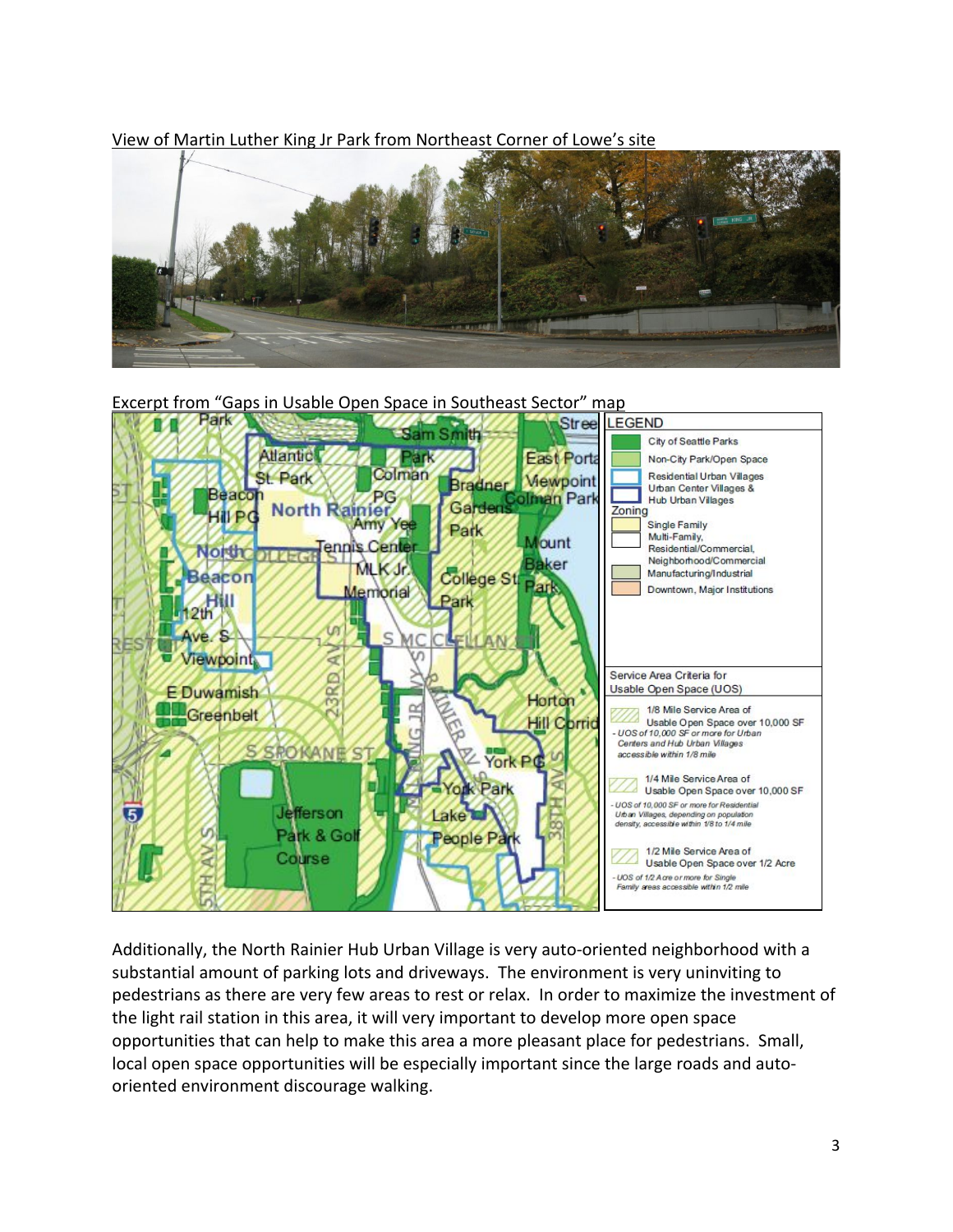View of Martin Luther King Jr Park from Northeast Corner of Lowe's site

Excerpt from "Gaps in Usable Open Space in Southeast Sector" map

Additionally, the North Rainier Hub Urban Village is very auto-oriented neighborhood with a substantial amount of parking lots and driveways. The environment is very uninviting to pedestrians as there are very few areas to rest or relax. In order to maximize the investment of the light rail station in this area, it will very important to develop more open space opportunities that can help to make this area a more pleasant place for pedestrians. Small, local open space opportunities will be especially important since the large roads and auto-oriented environment discourage walking.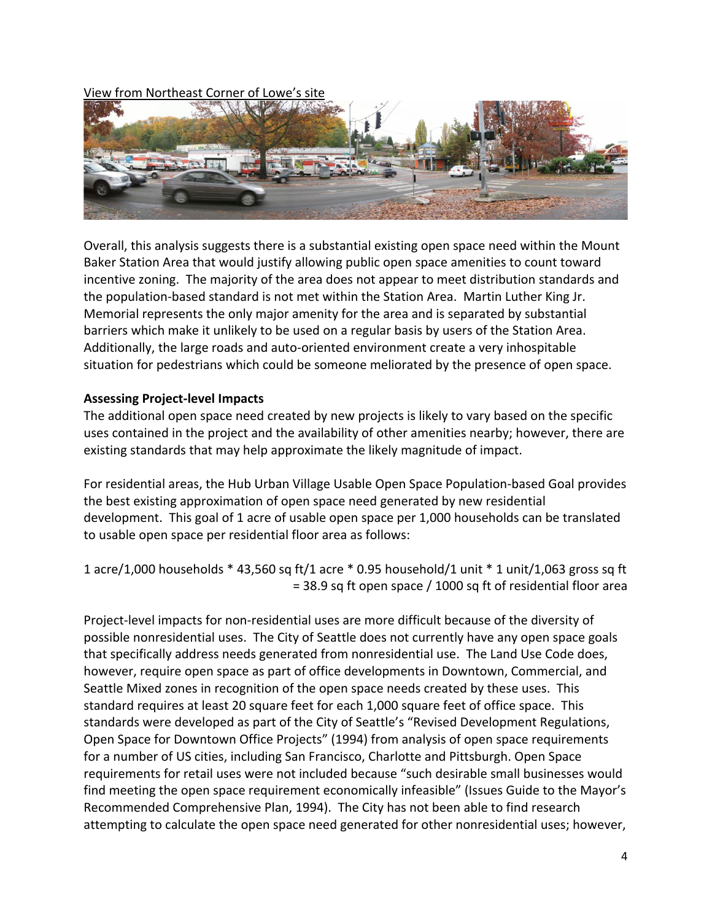View from Northeast Corner of Lowe's site

Overall, this analysis suggests there is a substantial existing open space need within the Mount Baker Station Area that would justify allowing public open space amenities to count toward incentive zoning. The majority of the area does not appear to meet distribution standards and the population-based standard is not met within the Station Area. Martin Luther King Jr. Memorial represents the only major amenity for the area and is separated by substantial barriers which make it unlikely to be used on a regular basis by users of the Station Area. Additionally, the large roads and auto-oriented environment create a very inhospitable situation for pedestrians which could be someone meliorated by the presence of open space.

**Assessing Project-level Impacts**

The additional open space need created by new projects is likely to vary based on the specific uses contained in the project and the availability of other amenities nearby; however, there are existing standards that may help approximate the likely magnitude of impact.

For residential areas, the Hub Urban Village Usable Open Space Population-based Goal provides the best existing approximation of open space need generated by new residential development. This goal of 1 acre of usable open space per 1,000 households can be translated to usable open space per residential floor area as follows:

1 acre/1,000 households * 43,560 sq ft/1 acre * 0.95 household/1 unit * 1 unit/1,063 gross sq ft = 38.9 sq ft open space / 1000 sq ft of residential floor area

Project-level impacts for non-residential uses are more difficult because of the diversity of possible nonresidential uses. The City of Seattle does not currently have any open space goals that specifically address needs generated from nonresidential use. The Land Use Code does, however, require open space as part of office developments in Downtown, Commercial, and Seattle Mixed zones in recognition of the open space needs created by these uses. This standard requires at least 20 square feet for each 1,000 square feet of office space. This standards were developed as part of the City of Seattle's "Revised Development Regulations, Open Space for Downtown Office Projects" (1994) from analysis of open space requirements for a number of US cities, including San Francisco, Charlotte and Pittsburgh. Open Space requirements for retail uses were not included because "such desirable small businesses would find meeting the open space requirement economically infeasible" (Issues Guide to the Mayor's Recommended Comprehensive Plan, 1994). The City has not been able to find research attempting to calculate the open space need generated for other nonresidential uses; however,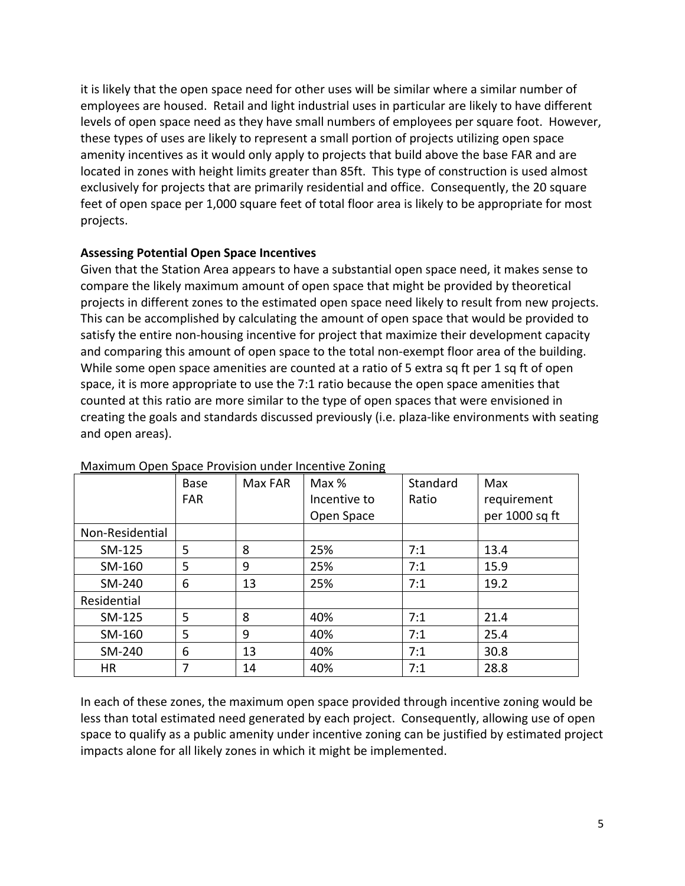it is likely that the open space need for other uses will be similar where a similar number of employees are housed. Retail and light industrial uses in particular are likely to have different levels of open space need as they have small numbers of employees per square foot. However, these types of uses are likely to represent a small portion of projects utilizing open space amenity incentives as it would only apply to projects that build above the base FAR and are located in zones with height limits greater than 85ft. This type of construction is used almost exclusively for projects that are primarily residential and office. Consequently, the 20 square feet of open space per 1,000 square feet of total floor area is likely to be appropriate for most projects.

**Assessing Potential Open Space Incentives**

Given that the Station Area appears to have a substantial open space need, it makes sense to compare the likely maximum amount of open space that might be provided by theoretical projects in different zones to the estimated open space need likely to result from new projects. This can be accomplished by calculating the amount of open space that would be provided to satisfy the entire non-housing incentive for project that maximize their development capacity and comparing this amount of open space to the total non-exempt floor area of the building. While some open space amenities are counted at a ratio of 5 extra sq ft per 1 sq ft of open space, it is more appropriate to use the 7:1 ratio because the open space amenities that counted at this ratio are more similar to the type of open spaces that were envisioned in creating the goals and standards discussed previously (i.e. plaza-like environments with seating and open areas).

Maximum Open Space Provision under Incentive Zoning

| | Base FAR | Max FAR | Max % Incentive to Open Space | Standard Ratio | Max requirement per 1000 sq ft |
|---|---|---|---|---|---|
| Non-Residential | | | | | |
| SM-125 | 5 | 8 | 25% | 7:1 | 13.4 |
| SM-160 | 5 | 9 | 25% | 7:1 | 15.9 |
| SM-240 | 6 | 13 | 25% | 7:1 | 19.2 |
| Residential | | | | | |
| SM-125 | 5 | 8 | 40% | 7:1 | 21.4 |
| SM-160 | 5 | 9 | 40% | 7:1 | 25.4 |
| SM-240 | 6 | 13 | 40% | 7:1 | 30.8 |
| HR | 7 | 14 | 40% | 7:1 | 28.8 |

In each of these zones, the maximum open space provided through incentive zoning would be less than total estimated need generated by each project. Consequently, allowing use of open space to qualify as a public amenity under incentive zoning can be justified by estimated project impacts alone for all likely zones in which it might be implemented.